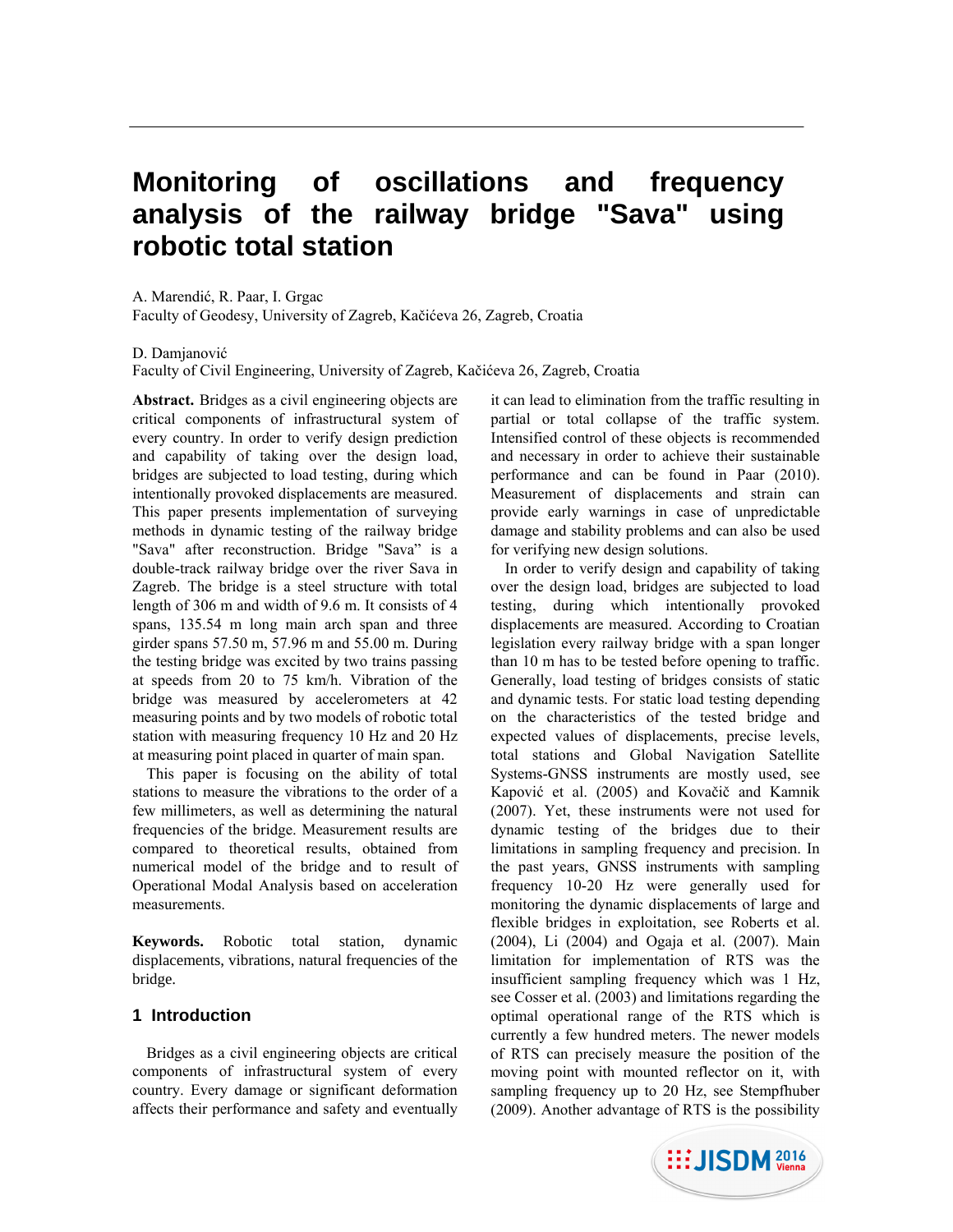# Monitoring of oscillations and frequency analysis of the railway bridge "Sava" using robotic total station

A. Marendić, R. Paar, I. Grgac
Faculty of Geodesy, University of Zagreb, Kačićeva 26, Zagreb, Croatia

D. Damjanović
Faculty of Civil Engineering, University of Zagreb, Kačićeva 26, Zagreb, Croatia

**Abstract.** Bridges as a civil engineering objects are critical components of infrastructural system of every country. In order to verify design prediction and capability of taking over the design load, bridges are subjected to load testing, during which intentionally provoked displacements are measured. This paper presents implementation of surveying methods in dynamic testing of the railway bridge "Sava" after reconstruction. Bridge "Sava" is a double-track railway bridge over the river Sava in Zagreb. The bridge is a steel structure with total length of 306 m and width of 9.6 m. It consists of 4 spans, 135.54 m long main arch span and three girder spans 57.50 m, 57.96 m and 55.00 m. During the testing bridge was excited by two trains passing at speeds from 20 to 75 km/h. Vibration of the bridge was measured by accelerometers at 42 measuring points and by two models of robotic total station with measuring frequency 10 Hz and 20 Hz at measuring point placed in quarter of main span.

This paper is focusing on the ability of total stations to measure the vibrations to the order of a few millimeters, as well as determining the natural frequencies of the bridge. Measurement results are compared to theoretical results, obtained from numerical model of the bridge and to result of Operational Modal Analysis based on acceleration measurements.

**Keywords.** Robotic total station, dynamic displacements, vibrations, natural frequencies of the bridge.

## 1 Introduction

Bridges as a civil engineering objects are critical components of infrastructural system of every country. Every damage or significant deformation affects their performance and safety and eventually it can lead to elimination from the traffic resulting in partial or total collapse of the traffic system. Intensified control of these objects is recommended and necessary in order to achieve their sustainable performance and can be found in Paar (2010). Measurement of displacements and strain can provide early warnings in case of unpredictable damage and stability problems and can also be used for verifying new design solutions.

In order to verify design and capability of taking over the design load, bridges are subjected to load testing, during which intentionally provoked displacements are measured. According to Croatian legislation every railway bridge with a span longer than 10 m has to be tested before opening to traffic. Generally, load testing of bridges consists of static and dynamic tests. For static load testing depending on the characteristics of the tested bridge and expected values of displacements, precise levels, total stations and Global Navigation Satellite Systems-GNSS instruments are mostly used, see Kapović et al. (2005) and Kovačič and Kamnik (2007). Yet, these instruments were not used for dynamic testing of the bridges due to their limitations in sampling frequency and precision. In the past years, GNSS instruments with sampling frequency 10-20 Hz were generally used for monitoring the dynamic displacements of large and flexible bridges in exploitation, see Roberts et al. (2004), Li (2004) and Ogaja et al. (2007). Main limitation for implementation of RTS was the insufficient sampling frequency which was 1 Hz, see Cosser et al. (2003) and limitations regarding the optimal operational range of the RTS which is currently a few hundred meters. The newer models of RTS can precisely measure the position of the moving point with mounted reflector on it, with sampling frequency up to 20 Hz, see Stempfhuber (2009). Another advantage of RTS is the possibility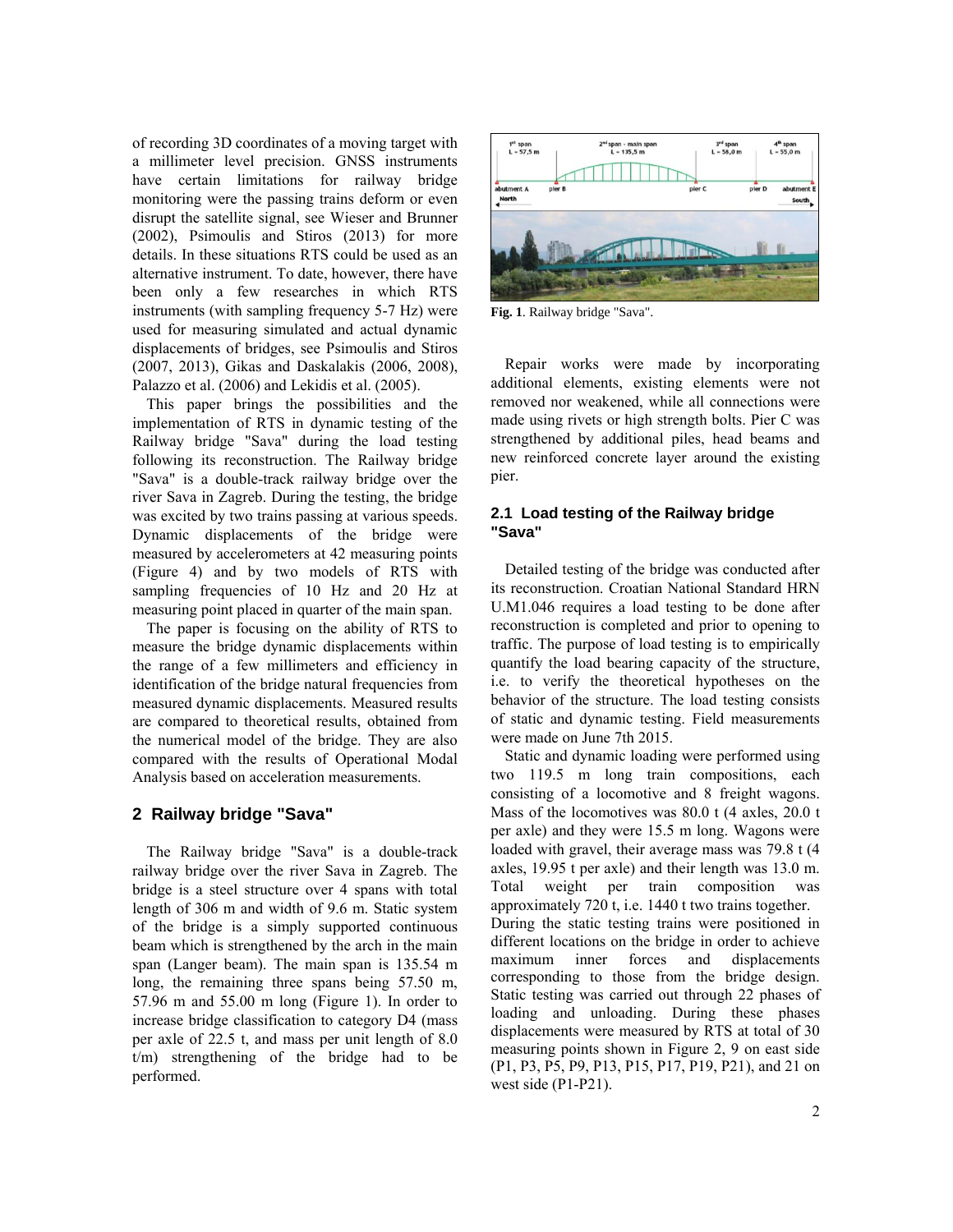of recording 3D coordinates of a moving target with a millimeter level precision. GNSS instruments have certain limitations for railway bridge monitoring were the passing trains deform or even disrupt the satellite signal, see Wieser and Brunner (2002), Psimoulis and Stiros (2013) for more details. In these situations RTS could be used as an alternative instrument. To date, however, there have been only a few researches in which RTS instruments (with sampling frequency 5-7 Hz) were used for measuring simulated and actual dynamic displacements of bridges, see Psimoulis and Stiros (2007, 2013), Gikas and Daskalakis (2006, 2008), Palazzo et al. (2006) and Lekidis et al. (2005).

This paper brings the possibilities and the implementation of RTS in dynamic testing of the Railway bridge "Sava" during the load testing following its reconstruction. The Railway bridge "Sava" is a double-track railway bridge over the river Sava in Zagreb. During the testing, the bridge was excited by two trains passing at various speeds. Dynamic displacements of the bridge were measured by accelerometers at 42 measuring points (Figure 4) and by two models of RTS with sampling frequencies of 10 Hz and 20 Hz at measuring point placed in quarter of the main span.

The paper is focusing on the ability of RTS to measure the bridge dynamic displacements within the range of a few millimeters and efficiency in identification of the bridge natural frequencies from measured dynamic displacements. Measured results are compared to theoretical results, obtained from the numerical model of the bridge. They are also compared with the results of Operational Modal Analysis based on acceleration measurements.

## 2 Railway bridge "Sava"

The Railway bridge "Sava" is a double-track railway bridge over the river Sava in Zagreb. The bridge is a steel structure over 4 spans with total length of 306 m and width of 9.6 m. Static system of the bridge is a simply supported continuous beam which is strengthened by the arch in the main span (Langer beam). The main span is 135.54 m long, the remaining three spans being 57.50 m, 57.96 m and 55.00 m long (Figure 1). In order to increase bridge classification to category D4 (mass per axle of 22.5 t, and mass per unit length of 8.0 t/m) strengthening of the bridge had to be performed.

**Fig. 1**. Railway bridge "Sava".

Repair works were made by incorporating additional elements, existing elements were not removed nor weakened, while all connections were made using rivets or high strength bolts. Pier C was strengthened by additional piles, head beams and new reinforced concrete layer around the existing pier.

### 2.1 Load testing of the Railway bridge "Sava"

Detailed testing of the bridge was conducted after its reconstruction. Croatian National Standard HRN U.M1.046 requires a load testing to be done after reconstruction is completed and prior to opening to traffic. The purpose of load testing is to empirically quantify the load bearing capacity of the structure, i.e. to verify the theoretical hypotheses on the behavior of the structure. The load testing consists of static and dynamic testing. Field measurements were made on June 7th 2015.

Static and dynamic loading were performed using two 119.5 m long train compositions, each consisting of a locomotive and 8 freight wagons. Mass of the locomotives was 80.0 t (4 axles, 20.0 t per axle) and they were 15.5 m long. Wagons were loaded with gravel, their average mass was 79.8 t (4 axles, 19.95 t per axle) and their length was 13.0 m. Total weight per train composition was approximately 720 t, i.e. 1440 t two trains together.
During the static testing trains were positioned in different locations on the bridge in order to achieve maximum inner forces and displacements corresponding to those from the bridge design. Static testing was carried out through 22 phases of loading and unloading. During these phases displacements were measured by RTS at total of 30 measuring points shown in Figure 2, 9 on east side (P1, P3, P5, P9, P13, P15, P17, P19, P21), and 21 on west side (P1-P21).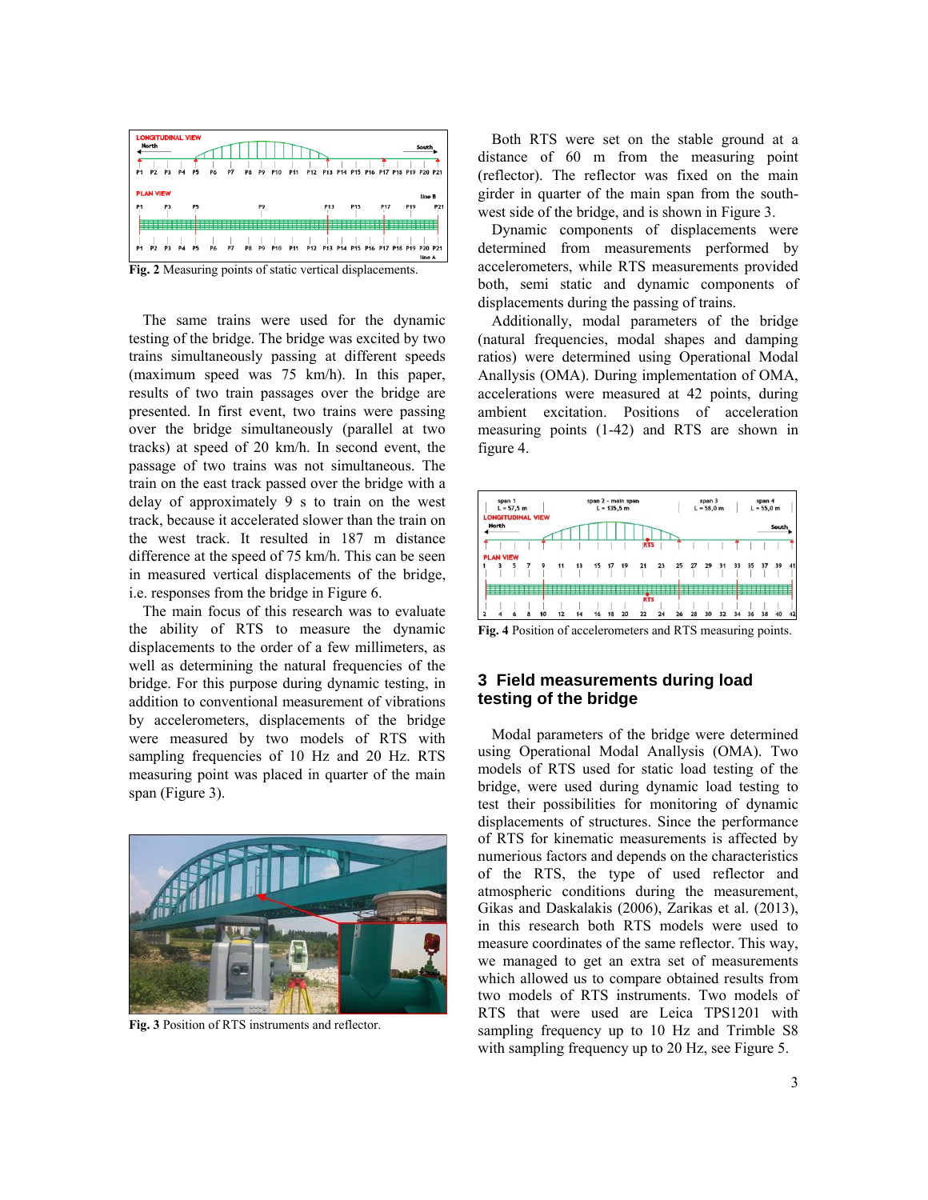Fig. 2 Measuring points of static vertical displacements.

The same trains were used for the dynamic testing of the bridge. The bridge was excited by two trains simultaneously passing at different speeds (maximum speed was 75 km/h). In this paper, results of two train passages over the bridge are presented. In first event, two trains were passing over the bridge simultaneously (parallel at two tracks) at speed of 20 km/h. In second event, the passage of two trains was not simultaneous. The train on the east track passed over the bridge with a delay of approximately 9 s to train on the west track, because it accelerated slower than the train on the west track. It resulted in 187 m distance difference at the speed of 75 km/h. This can be seen in measured vertical displacements of the bridge, i.e. responses from the bridge in Figure 6.

The main focus of this research was to evaluate the ability of RTS to measure the dynamic displacements to the order of a few millimeters, as well as determining the natural frequencies of the bridge. For this purpose during dynamic testing, in addition to conventional measurement of vibrations by accelerometers, displacements of the bridge were measured by two models of RTS with sampling frequencies of 10 Hz and 20 Hz. RTS measuring point was placed in quarter of the main span (Figure 3).

Fig. 3 Position of RTS instruments and reflector.

Both RTS were set on the stable ground at a distance of 60 m from the measuring point (reflector). The reflector was fixed on the main girder in quarter of the main span from the south-west side of the bridge, and is shown in Figure 3.

Dynamic components of displacements were determined from measurements performed by accelerometers, while RTS measurements provided both, semi static and dynamic components of displacements during the passing of trains.

Additionally, modal parameters of the bridge (natural frequencies, modal shapes and damping ratios) were determined using Operational Modal Anallysis (OMA). During implementation of OMA, accelerations were measured at 42 points, during ambient excitation. Positions of acceleration measuring points (1-42) and RTS are shown in figure 4.

Fig. 4 Position of accelerometers and RTS measuring points.

## 3 Field measurements during load testing of the bridge

Modal parameters of the bridge were determined using Operational Modal Anallysis (OMA). Two models of RTS used for static load testing of the bridge, were used during dynamic load testing to test their possibilities for monitoring of dynamic displacements of structures. Since the performance of RTS for kinematic measurements is affected by numerious factors and depends on the characteristics of the RTS, the type of used reflector and atmospheric conditions during the measurement, Gikas and Daskalakis (2006), Zarikas et al. (2013), in this research both RTS models were used to measure coordinates of the same reflector. This way, we managed to get an extra set of measurements which allowed us to compare obtained results from two models of RTS instruments. Two models of RTS that were used are Leica TPS1201 with sampling frequency up to 10 Hz and Trimble S8 with sampling frequency up to 20 Hz, see Figure 5.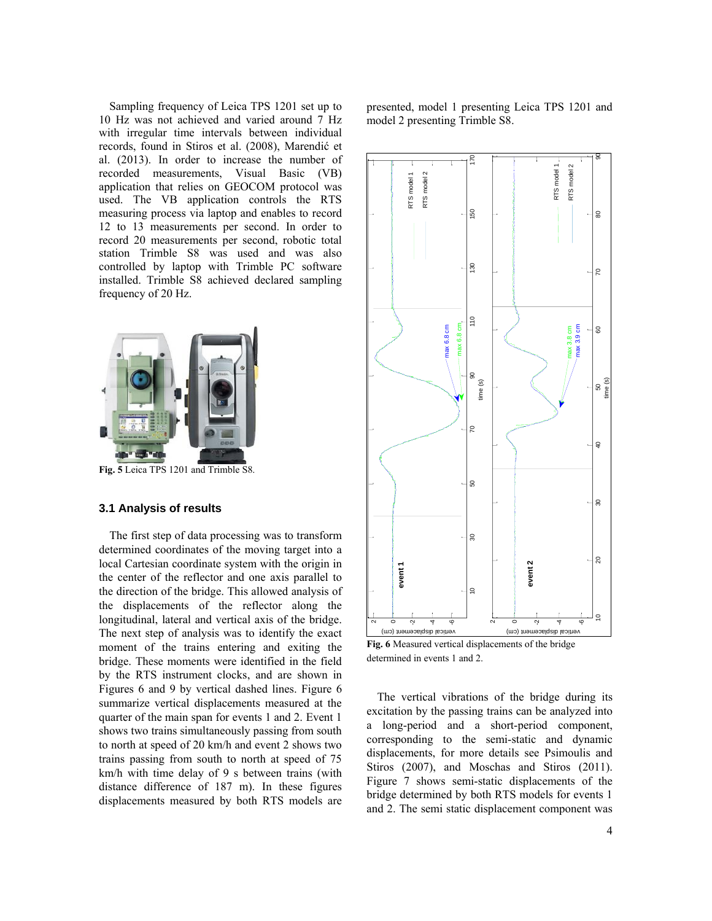Sampling frequency of Leica TPS 1201 set up to 10 Hz was not achieved and varied around 7 Hz with irregular time intervals between individual records, found in Stiros et al. (2008), Marendić et al. (2013). In order to increase the number of recorded measurements, Visual Basic (VB) application that relies on GEOCOM protocol was used. The VB application controls the RTS measuring process via laptop and enables to record 12 to 13 measurements per second. In order to record 20 measurements per second, robotic total station Trimble S8 was used and was also controlled by laptop with Trimble PC software installed. Trimble S8 achieved declared sampling frequency of 20 Hz.

**Fig. 5** Leica TPS 1201 and Trimble S8.

### 3.1 Analysis of results

The first step of data processing was to transform determined coordinates of the moving target into a local Cartesian coordinate system with the origin in the center of the reflector and one axis parallel to the direction of the bridge. This allowed analysis of the displacements of the reflector along the longitudinal, lateral and vertical axis of the bridge. The next step of analysis was to identify the exact moment of the trains entering and exiting the bridge. These moments were identified in the field by the RTS instrument clocks, and are shown in Figures 6 and 9 by vertical dashed lines. Figure 6 summarize vertical displacements measured at the quarter of the main span for events 1 and 2. Event 1 shows two trains simultaneously passing from south to north at speed of 20 km/h and event 2 shows two trains passing from south to north at speed of 75 km/h with time delay of 9 s between trains (with distance difference of 187 m). In these figures displacements measured by both RTS models are presented, model 1 presenting Leica TPS 1201 and model 2 presenting Trimble S8.

**Fig. 6** Measured vertical displacements of the bridge determined in events 1 and 2.

The vertical vibrations of the bridge during its excitation by the passing trains can be analyzed into a long-period and a short-period component, corresponding to the semi-static and dynamic displacements, for more details see Psimoulis and Stiros (2007), and Moschas and Stiros (2011). Figure 7 shows semi-static displacements of the bridge determined by both RTS models for events 1 and 2. The semi static displacement component was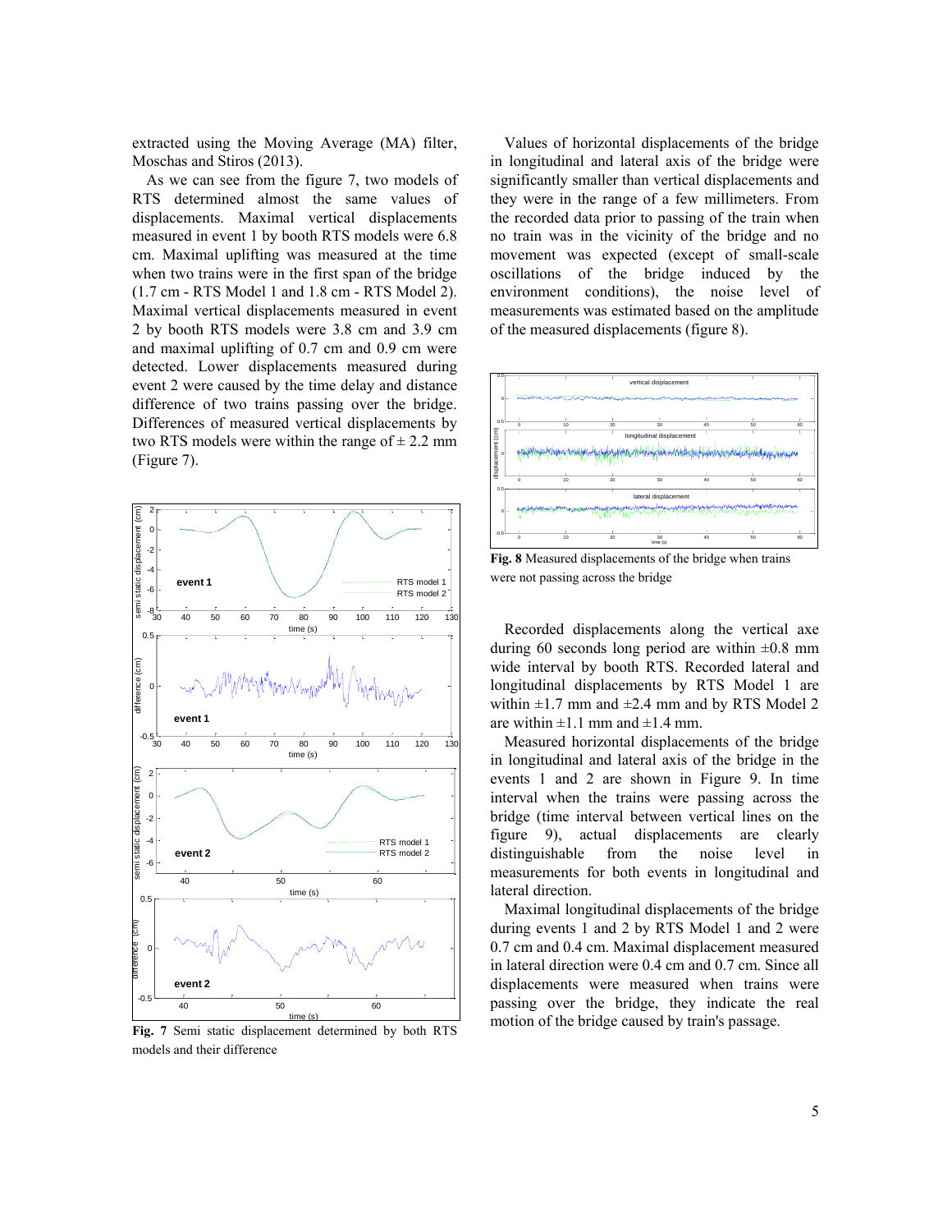extracted using the Moving Average (MA) filter, Moschas and Stiros (2013).

As we can see from the figure 7, two models of RTS determined almost the same values of displacements. Maximal vertical displacements measured in event 1 by booth RTS models were 6.8 cm. Maximal uplifting was measured at the time when two trains were in the first span of the bridge (1.7 cm - RTS Model 1 and 1.8 cm - RTS Model 2). Maximal vertical displacements measured in event 2 by booth RTS models were 3.8 cm and 3.9 cm and maximal uplifting of 0.7 cm and 0.9 cm were detected. Lower displacements measured during event 2 were caused by the time delay and distance difference of two trains passing over the bridge. Differences of measured vertical displacements by two RTS models were within the range of ± 2.2 mm (Figure 7).

**Fig. 7** Semi static displacement determined by both RTS models and their difference

Values of horizontal displacements of the bridge in longitudinal and lateral axis of the bridge were significantly smaller than vertical displacements and they were in the range of a few millimeters. From the recorded data prior to passing of the train when no train was in the vicinity of the bridge and no movement was expected (except of small-scale oscillations of the bridge induced by the environment conditions), the noise level of measurements was estimated based on the amplitude of the measured displacements (figure 8).

**Fig. 8** Measured displacements of the bridge when trains were not passing across the bridge

Recorded displacements along the vertical axe during 60 seconds long period are within ±0.8 mm wide interval by booth RTS. Recorded lateral and longitudinal displacements by RTS Model 1 are within ±1.7 mm and ±2.4 mm and by RTS Model 2 are within ±1.1 mm and ±1.4 mm.

Measured horizontal displacements of the bridge in longitudinal and lateral axis of the bridge in the events 1 and 2 are shown in Figure 9. In time interval when the trains were passing across the bridge (time interval between vertical lines on the figure 9), actual displacements are clearly distinguishable from the noise level in measurements for both events in longitudinal and lateral direction.

Maximal longitudinal displacements of the bridge during events 1 and 2 by RTS Model 1 and 2 were 0.7 cm and 0.4 cm. Maximal displacement measured in lateral direction were 0.4 cm and 0.7 cm. Since all displacements were measured when trains were passing over the bridge, they indicate the real motion of the bridge caused by train's passage.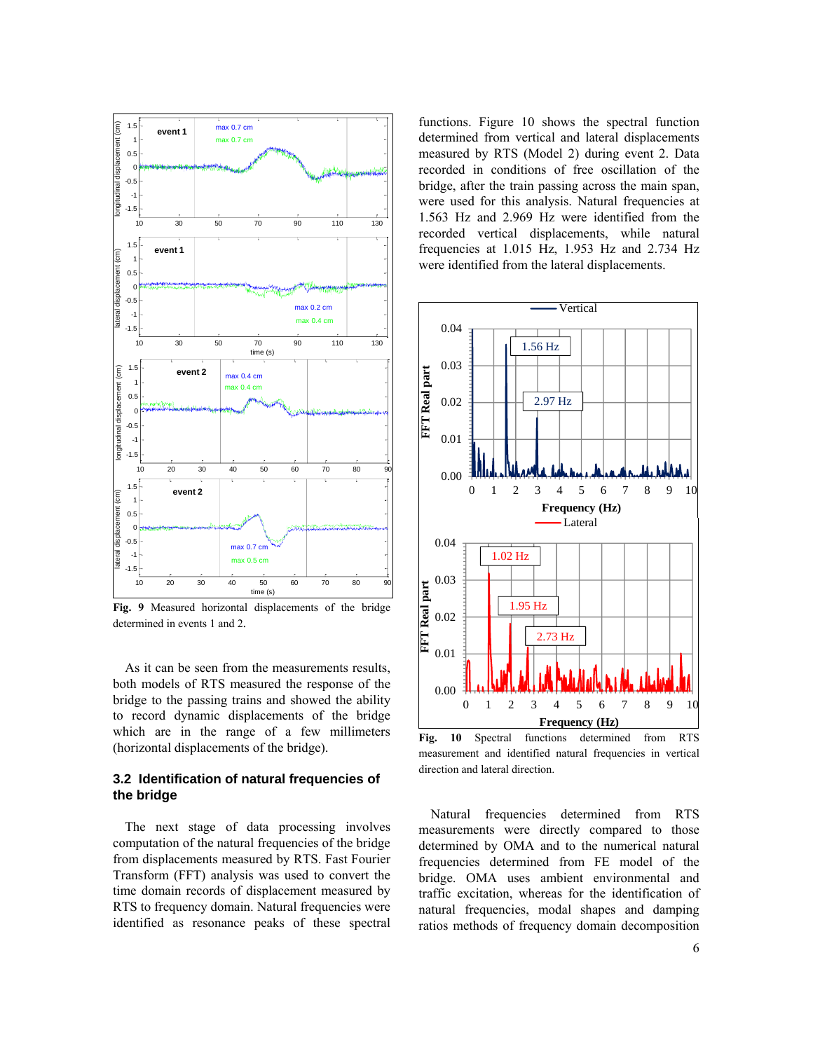Fig. 9 Measured horizontal displacements of the bridge determined in events 1 and 2.

As it can be seen from the measurements results, both models of RTS measured the response of the bridge to the passing trains and showed the ability to record dynamic displacements of the bridge which are in the range of a few millimeters (horizontal displacements of the bridge).

### 3.2 Identification of natural frequencies of the bridge

The next stage of data processing involves computation of the natural frequencies of the bridge from displacements measured by RTS. Fast Fourier Transform (FFT) analysis was used to convert the time domain records of displacement measured by RTS to frequency domain. Natural frequencies were identified as resonance peaks of these spectral functions. Figure 10 shows the spectral function determined from vertical and lateral displacements measured by RTS (Model 2) during event 2. Data recorded in conditions of free oscillation of the bridge, after the train passing across the main span, were used for this analysis. Natural frequencies at 1.563 Hz and 2.969 Hz were identified from the recorded vertical displacements, while natural frequencies at 1.015 Hz, 1.953 Hz and 2.734 Hz were identified from the lateral displacements.

Fig. 10 Spectral functions determined from RTS measurement and identified natural frequencies in vertical direction and lateral direction.

Natural frequencies determined from RTS measurements were directly compared to those determined by OMA and to the numerical natural frequencies determined from FE model of the bridge. OMA uses ambient environmental and traffic excitation, whereas for the identification of natural frequencies, modal shapes and damping ratios methods of frequency domain decomposition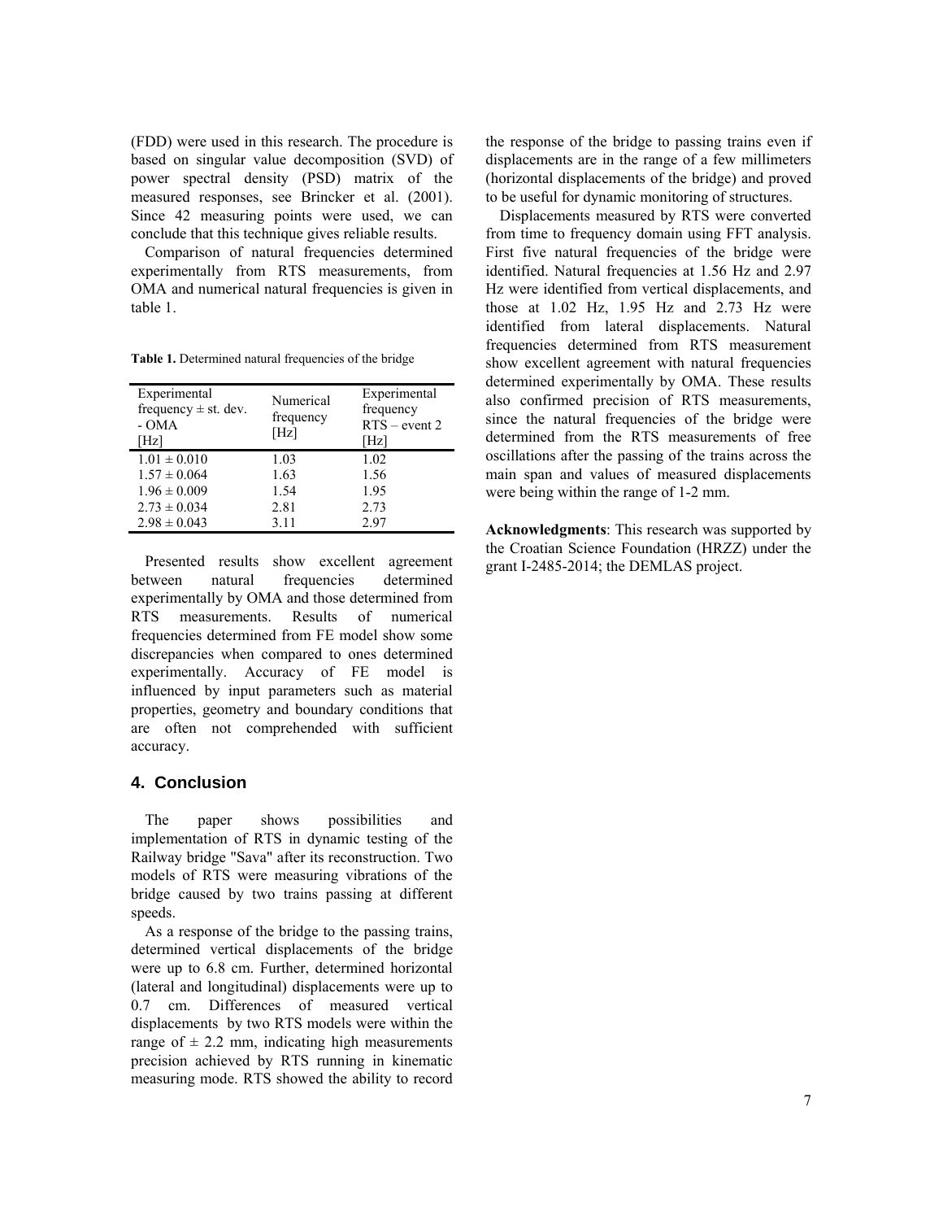(FDD) were used in this research. The procedure is based on singular value decomposition (SVD) of power spectral density (PSD) matrix of the measured responses, see Brincker et al. (2001). Since 42 measuring points were used, we can conclude that this technique gives reliable results.

Comparison of natural frequencies determined experimentally from RTS measurements, from OMA and numerical natural frequencies is given in table 1.

**Table 1.** Determined natural frequencies of the bridge

| Experimental frequency ± st. dev. - OMA [Hz] | Numerical frequency [Hz] | Experimental frequency RTS – event 2 [Hz] |
|---|---|---|
| 1.01 ± 0.010 | 1.03 | 1.02 |
| 1.57 ± 0.064 | 1.63 | 1.56 |
| 1.96 ± 0.009 | 1.54 | 1.95 |
| 2.73 ± 0.034 | 2.81 | 2.73 |
| 2.98 ± 0.043 | 3.11 | 2.97 |

Presented results show excellent agreement between natural frequencies determined experimentally by OMA and those determined from RTS measurements. Results of numerical frequencies determined from FE model show some discrepancies when compared to ones determined experimentally. Accuracy of FE model is influenced by input parameters such as material properties, geometry and boundary conditions that are often not comprehended with sufficient accuracy.

## 4. Conclusion

The paper shows possibilities and implementation of RTS in dynamic testing of the Railway bridge "Sava" after its reconstruction. Two models of RTS were measuring vibrations of the bridge caused by two trains passing at different speeds.

As a response of the bridge to the passing trains, determined vertical displacements of the bridge were up to 6.8 cm. Further, determined horizontal (lateral and longitudinal) displacements were up to 0.7 cm. Differences of measured vertical displacements by two RTS models were within the range of ± 2.2 mm, indicating high measurements precision achieved by RTS running in kinematic measuring mode. RTS showed the ability to record the response of the bridge to passing trains even if displacements are in the range of a few millimeters (horizontal displacements of the bridge) and proved to be useful for dynamic monitoring of structures.

Displacements measured by RTS were converted from time to frequency domain using FFT analysis. First five natural frequencies of the bridge were identified. Natural frequencies at 1.56 Hz and 2.97 Hz were identified from vertical displacements, and those at 1.02 Hz, 1.95 Hz and 2.73 Hz were identified from lateral displacements. Natural frequencies determined from RTS measurement show excellent agreement with natural frequencies determined experimentally by OMA. These results also confirmed precision of RTS measurements, since the natural frequencies of the bridge were determined from the RTS measurements of free oscillations after the passing of the trains across the main span and values of measured displacements were being within the range of 1-2 mm.

**Acknowledgments**: This research was supported by the Croatian Science Foundation (HRZZ) under the grant I-2485-2014; the DEMLAS project.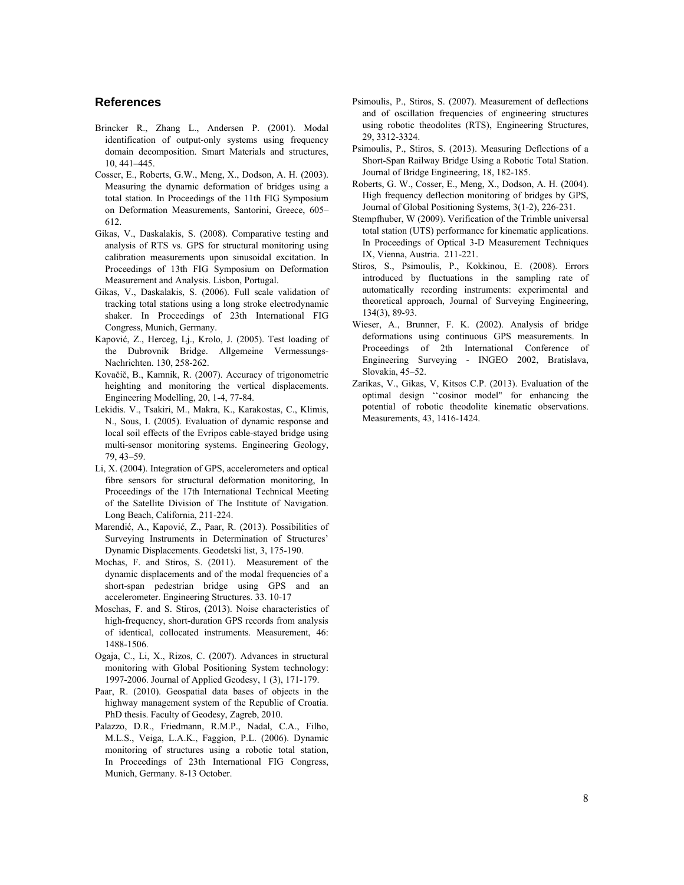## References

Brincker R., Zhang L., Andersen P. (2001). Modal identification of output-only systems using frequency domain decomposition. Smart Materials and structures, 10, 441–445.

Cosser, E., Roberts, G.W., Meng, X., Dodson, A. H. (2003). Measuring the dynamic deformation of bridges using a total station. In Proceedings of the 11th FIG Symposium on Deformation Measurements, Santorini, Greece, 605–612.

Gikas, V., Daskalakis, S. (2008). Comparative testing and analysis of RTS vs. GPS for structural monitoring using calibration measurements upon sinusoidal excitation. In Proceedings of 13th FIG Symposium on Deformation Measurement and Analysis. Lisbon, Portugal.

Gikas, V., Daskalakis, S. (2006). Full scale validation of tracking total stations using a long stroke electrodynamic shaker. In Proceedings of 23th International FIG Congress, Munich, Germany.

Kapović, Z., Herceg, Lj., Krolo, J. (2005). Test loading of the Dubrovnik Bridge. Allgemeine Vermessungs-Nachrichten. 130, 258-262.

Kovačič, B., Kamnik, R. (2007). Accuracy of trigonometric heighting and monitoring the vertical displacements. Engineering Modelling, 20, 1-4, 77-84.

Lekidis. V., Tsakiri, M., Makra, K., Karakostas, C., Klimis, N., Sous, I. (2005). Evaluation of dynamic response and local soil effects of the Evripos cable-stayed bridge using multi-sensor monitoring systems. Engineering Geology, 79, 43–59.

Li, X. (2004). Integration of GPS, accelerometers and optical fibre sensors for structural deformation monitoring, In Proceedings of the 17th International Technical Meeting of the Satellite Division of The Institute of Navigation. Long Beach, California, 211-224.

Marendić, A., Kapović, Z., Paar, R. (2013). Possibilities of Surveying Instruments in Determination of Structures' Dynamic Displacements. Geodetski list, 3, 175-190.

Mochas, F. and Stiros, S. (2011). Measurement of the dynamic displacements and of the modal frequencies of a short-span pedestrian bridge using GPS and an accelerometer. Engineering Structures. 33. 10-17

Moschas, F. and S. Stiros, (2013). Noise characteristics of high-frequency, short-duration GPS records from analysis of identical, collocated instruments. Measurement, 46: 1488-1506.

Ogaja, C., Li, X., Rizos, C. (2007). Advances in structural monitoring with Global Positioning System technology: 1997-2006. Journal of Applied Geodesy, 1 (3), 171-179.

Paar, R. (2010). Geospatial data bases of objects in the highway management system of the Republic of Croatia. PhD thesis. Faculty of Geodesy, Zagreb, 2010.

Palazzo, D.R., Friedmann, R.M.P., Nadal, C.A., Filho, M.L.S., Veiga, L.A.K., Faggion, P.L. (2006). Dynamic monitoring of structures using a robotic total station, In Proceedings of 23th International FIG Congress, Munich, Germany. 8-13 October.

Psimoulis, P., Stiros, S. (2007). Measurement of deflections and of oscillation frequencies of engineering structures using robotic theodolites (RTS), Engineering Structures, 29, 3312-3324.

Psimoulis, P., Stiros, S. (2013). Measuring Deflections of a Short-Span Railway Bridge Using a Robotic Total Station. Journal of Bridge Engineering, 18, 182-185.

Roberts, G. W., Cosser, E., Meng, X., Dodson, A. H. (2004). High frequency deflection monitoring of bridges by GPS, Journal of Global Positioning Systems, 3(1-2), 226-231.

Stempfhuber, W (2009). Verification of the Trimble universal total station (UTS) performance for kinematic applications. In Proceedings of Optical 3-D Measurement Techniques IX, Vienna, Austria. 211-221.

Stiros, S., Psimoulis, P., Kokkinou, E. (2008). Errors introduced by fluctuations in the sampling rate of automatically recording instruments: experimental and theoretical approach, Journal of Surveying Engineering, 134(3), 89-93.

Wieser, A., Brunner, F. K. (2002). Analysis of bridge deformations using continuous GPS measurements. In Proceedings of 2th International Conference of Engineering Surveying - INGEO 2002, Bratislava, Slovakia, 45–52.

Zarikas, V., Gikas, V, Kitsos C.P. (2013). Evaluation of the optimal design ''cosinor model" for enhancing the potential of robotic theodolite kinematic observations. Measurements, 43, 1416-1424.